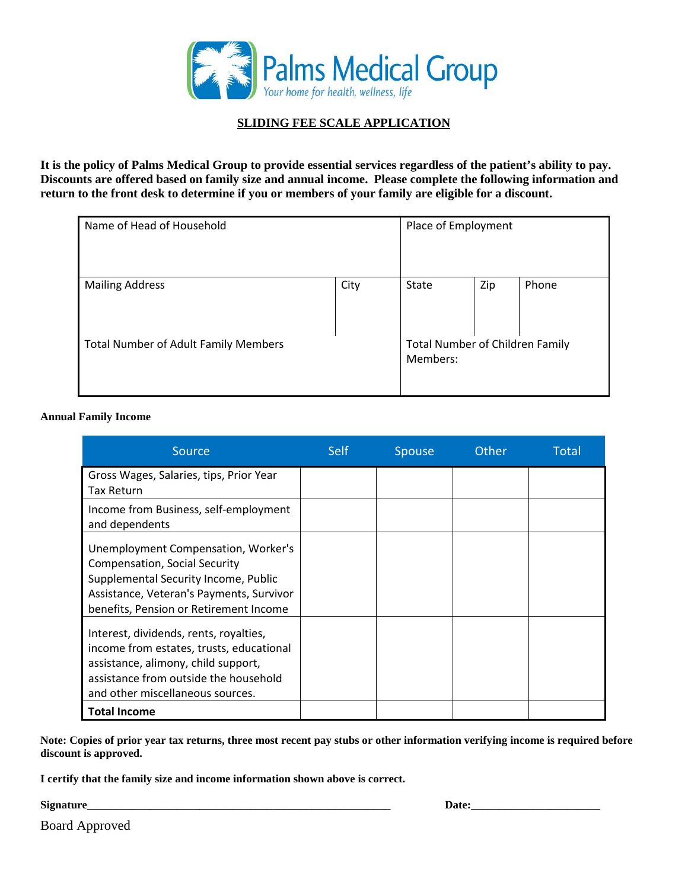Palms Medical Group

Your home for health, wellness, life

## SLIDING FEE SCALE APPLICATION

**It is the policy of Palms Medical Group to provide essential services regardless of the patient's ability to pay. Discounts are offered based on family size and annual income. Please complete the following information and return to the front desk to determine if you or members of your family are eligible for a discount.**

| Name of Head of Household | | Place of Employment | | |
|---|---|---|---|---|
| Mailing Address | City | State | Zip | Phone |
| Total Number of Adult Family Members | | Total Number of Children Family Members: | | |

**Annual Family Income**

| Source | Self | Spouse | Other | Total |
|---|---|---|---|---|
| Gross Wages, Salaries, tips, Prior Year Tax Return | | | | |
| Income from Business, self-employment and dependents | | | | |
| Unemployment Compensation, Worker's Compensation, Social Security Supplemental Security Income, Public Assistance, Veteran's Payments, Survivor benefits, Pension or Retirement Income | | | | |
| Interest, dividends, rents, royalties, income from estates, trusts, educational assistance, alimony, child support, assistance from outside the household and other miscellaneous sources. | | | | |
| **Total Income** | | | | |

**Note: Copies of prior year tax returns, three most recent pay stubs or other information verifying income is required before discount is approved.**

**I certify that the family size and income information shown above is correct.**

**Signature**\_\_\_\_\_\_\_\_\_\_\_\_\_\_\_\_\_\_\_\_\_\_\_\_\_\_\_\_\_\_\_\_\_\_\_\_\_\_\_\_\_\_\_\_\_\_\_\_\_\_\_\_ **Date:**\_\_\_\_\_\_\_\_\_\_\_\_\_\_\_\_\_\_\_\_\_\_

Board Approved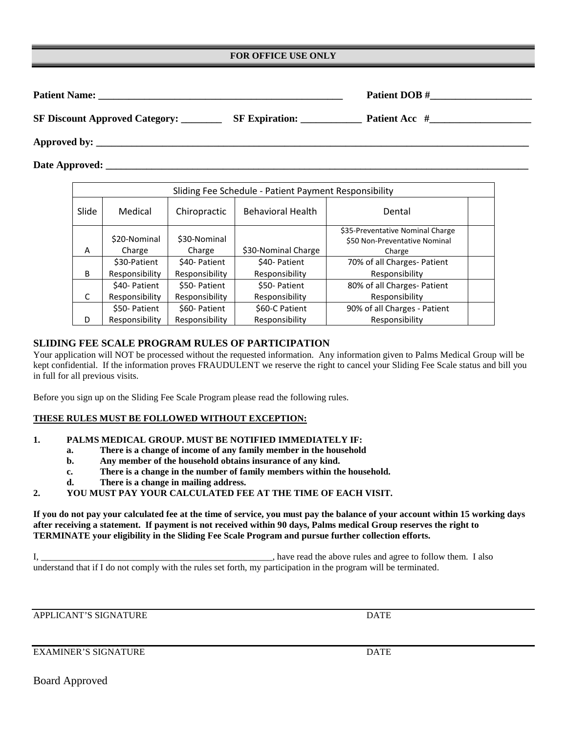**FOR OFFICE USE ONLY**

**Patient Name: \_\_\_\_\_\_\_\_\_\_\_\_\_\_\_\_\_\_\_\_\_\_\_\_\_\_\_\_\_\_\_\_\_\_\_\_\_\_\_\_\_\_\_\_\_\_\_\_ Patient DOB #\_\_\_\_\_\_\_\_\_\_\_\_\_\_\_\_\_\_\_\_**

**SF Discount Approved Category: \_\_\_\_\_\_\_\_ SF Expiration: \_\_\_\_\_\_\_\_\_\_\_\_ Patient Acc #\_\_\_\_\_\_\_\_\_\_\_\_\_\_\_\_\_\_\_\_**

**Approved by: \_\_\_\_\_\_\_\_\_\_\_\_\_\_\_\_\_\_\_\_\_\_\_\_\_\_\_\_\_\_\_\_\_\_\_\_\_\_\_\_\_\_\_\_\_\_\_\_\_\_\_\_\_\_\_\_\_\_\_\_\_\_\_\_\_\_\_\_\_\_\_\_\_\_\_\_\_\_\_\_\_\_\_\_\_\_\_\_\_\_\_**

**Date Approved: \_\_\_\_\_\_\_\_\_\_\_\_\_\_\_\_\_\_\_\_\_\_\_\_\_\_\_\_\_\_\_\_\_\_\_\_\_\_\_\_\_\_\_\_\_\_\_\_\_\_\_\_\_\_\_\_\_\_\_\_\_\_\_\_\_\_\_\_\_\_\_\_\_\_\_\_\_\_\_\_\_\_\_\_\_\_\_\_**

| Sliding Fee Schedule - Patient Payment Responsibility | | | | | |
|---|---|---|---|---|---|
| Slide | Medical | Chiropractic | Behavioral Health | Dental | |
| A | $20-Nominal Charge | $30-Nominal Charge | $30-Nominal Charge | $35-Preventative Nominal Charge $50 Non-Preventative Nominal Charge | |
| B | $30-Patient Responsibility | $40- Patient Responsibility | $40- Patient Responsibility | 70% of all Charges- Patient Responsibility | |
| C | $40- Patient Responsibility | $50- Patient Responsibility | $50- Patient Responsibility | 80% of all Charges- Patient Responsibility | |
| D | $50- Patient Responsibility | $60- Patient Responsibility | $60-C Patient Responsibility | 90% of all Charges - Patient Responsibility | |

## SLIDING FEE SCALE PROGRAM RULES OF PARTICIPATION

Your application will NOT be processed without the requested information. Any information given to Palms Medical Group will be kept confidential. If the information proves FRAUDULENT we reserve the right to cancel your Sliding Fee Scale status and bill you in full for all previous visits.

Before you sign up on the Sliding Fee Scale Program please read the following rules.

**THESE RULES MUST BE FOLLOWED WITHOUT EXCEPTION:**

1. **PALMS MEDICAL GROUP. MUST BE NOTIFIED IMMEDIATELY IF:**
   a. **There is a change of income of any family member in the household**
   b. **Any member of the household obtains insurance of any kind.**
   c. **There is a change in the number of family members within the household.**
   d. **There is a change in mailing address.**
2. **YOU MUST PAY YOUR CALCULATED FEE AT THE TIME OF EACH VISIT.**

**If you do not pay your calculated fee at the time of service, you must pay the balance of your account within 15 working days after receiving a statement. If payment is not received within 90 days, Palms medical Group reserves the right to TERMINATE your eligibility in the Sliding Fee Scale Program and pursue further collection efforts.**

I, \_\_\_\_\_\_\_\_\_\_\_\_\_\_\_\_\_\_\_\_\_\_\_\_\_\_\_\_\_\_\_\_\_\_\_\_\_\_\_\_\_\_\_\_\_\_\_\_\_\_\_, have read the above rules and agree to follow them. I also understand that if I do not comply with the rules set forth, my participation in the program will be terminated.

APPLICANT'S SIGNATURE DATE

EXAMINER'S SIGNATURE DATE

Board Approved